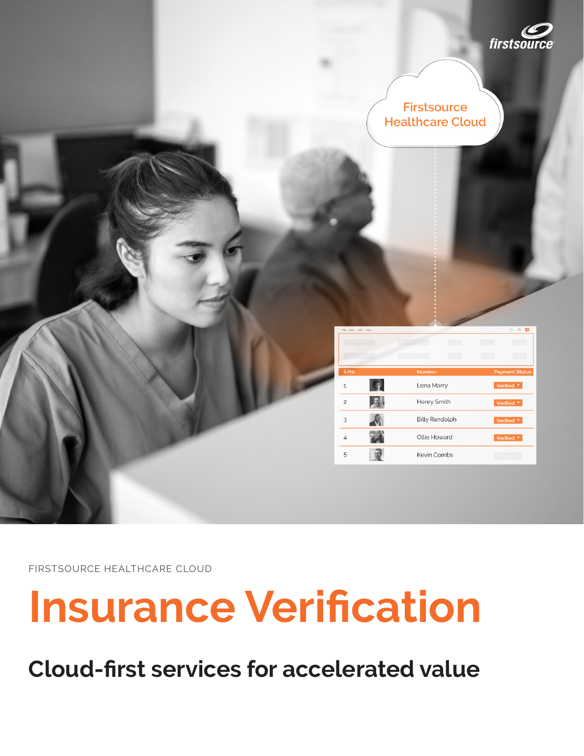FIRSTSOURCE HEALTHCARE CLOUD

# Insurance Verification

## Cloud-first services for accelerated value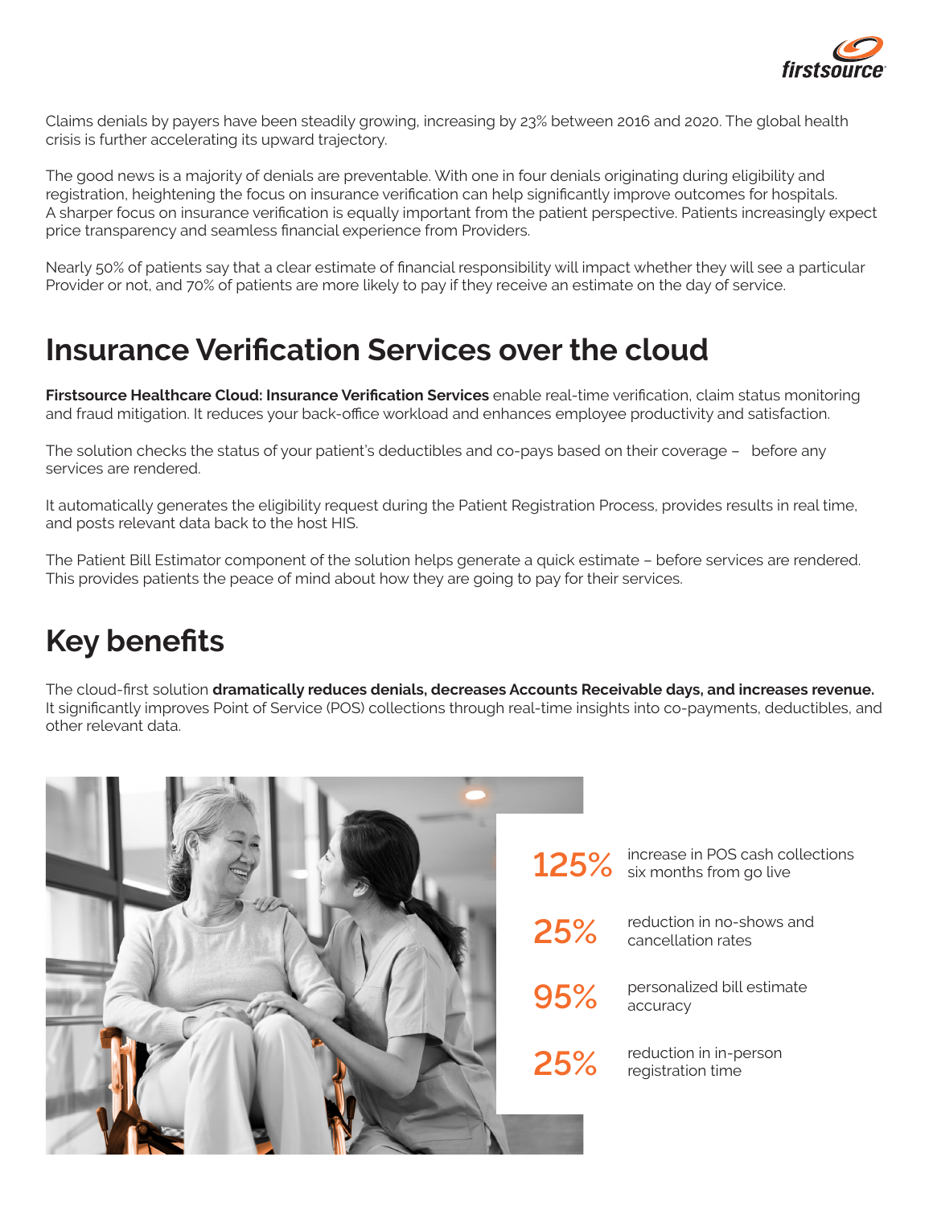Claims denials by payers have been steadily growing, increasing by 23% between 2016 and 2020. The global health crisis is further accelerating its upward trajectory.

The good news is a majority of denials are preventable. With one in four denials originating during eligibility and registration, heightening the focus on insurance verification can help significantly improve outcomes for hospitals. A sharper focus on insurance verification is equally important from the patient perspective. Patients increasingly expect price transparency and seamless financial experience from Providers.

Nearly 50% of patients say that a clear estimate of financial responsibility will impact whether they will see a particular Provider or not, and 70% of patients are more likely to pay if they receive an estimate on the day of service.

## Insurance Verification Services over the cloud

**Firstsource Healthcare Cloud: Insurance Verification Services** enable real-time verification, claim status monitoring and fraud mitigation. It reduces your back-office workload and enhances employee productivity and satisfaction.

The solution checks the status of your patient's deductibles and co-pays based on their coverage – before any services are rendered.

It automatically generates the eligibility request during the Patient Registration Process, provides results in real time, and posts relevant data back to the host HIS.

The Patient Bill Estimator component of the solution helps generate a quick estimate – before services are rendered. This provides patients the peace of mind about how they are going to pay for their services.

## Key benefits

The cloud-first solution **dramatically reduces denials, decreases Accounts Receivable days, and increases revenue.** It significantly improves Point of Service (POS) collections through real-time insights into co-payments, deductibles, and other relevant data.

**125%** increase in POS cash collections six months from go live

**25%** reduction in no-shows and cancellation rates

**95%** personalized bill estimate accuracy

**25%** reduction in in-person registration time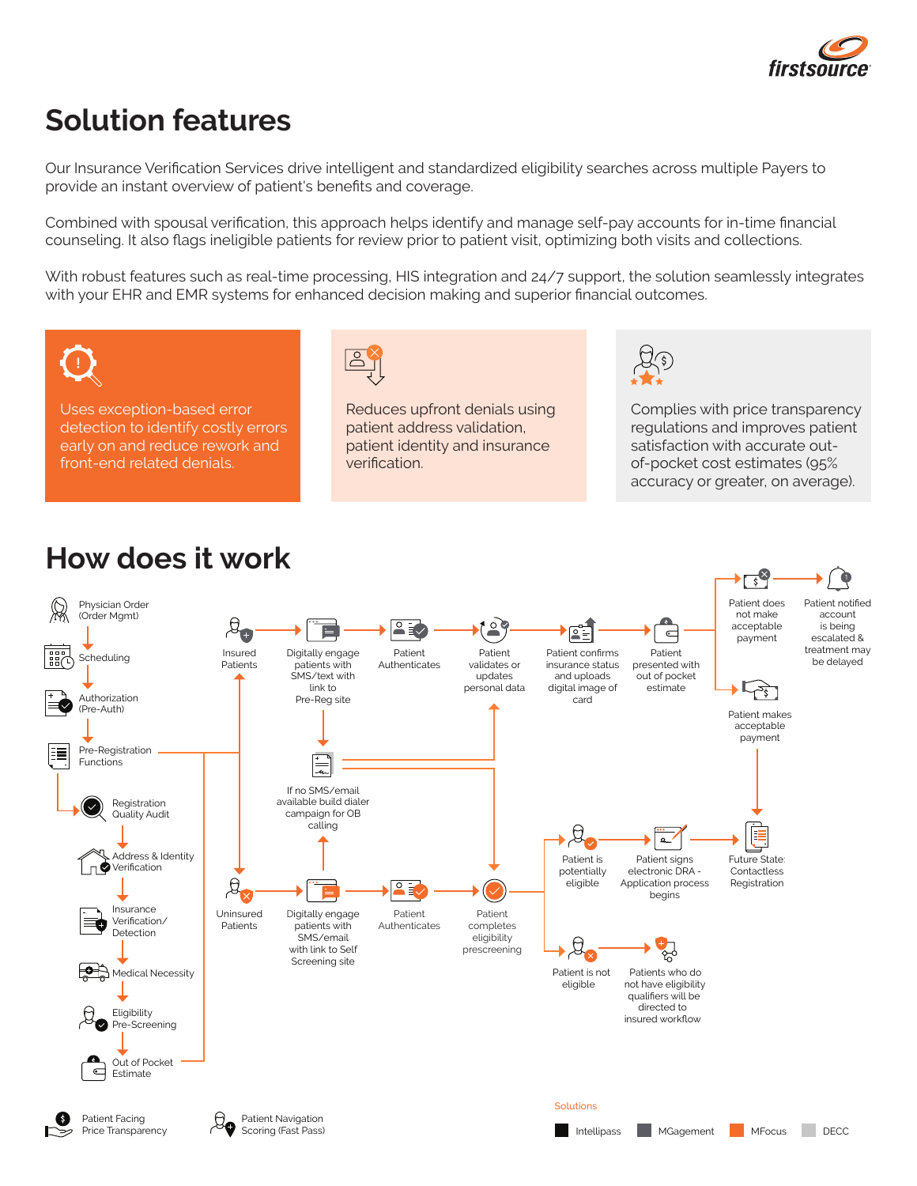# Solution features

Our Insurance Verification Services drive intelligent and standardized eligibility searches across multiple Payers to provide an instant overview of patient's benefits and coverage.

Combined with spousal verification, this approach helps identify and manage self-pay accounts for in-time financial counseling. It also flags ineligible patients for review prior to patient visit, optimizing both visits and collections.

With robust features such as real-time processing, HIS integration and 24/7 support, the solution seamlessly integrates with your EHR and EMR systems for enhanced decision making and superior financial outcomes.

Uses exception-based error detection to identify costly errors early on and reduce rework and front-end related denials.

Reduces upfront denials using patient address validation, patient identity and insurance verification.

Complies with price transparency regulations and improves patient satisfaction with accurate out-of-pocket cost estimates (95% accuracy or greater, on average).

# How does it work

Physician Order (Order Mgmt)
Scheduling
Authorization (Pre-Auth)
Pre-Registration Functions
Registration Quality Audit
Address & Identity Verification
Insurance Verification/ Detection
Medical Necessity
Eligibility Pre-Screening
Out of Pocket Estimate

Insured Patients → Digitally engage patients with SMS/text with link to Pre-Reg site → Patient Authenticates → Patient validates or updates personal data → Patient confirms insurance status and uploads digital image of card → Patient presented with out of pocket estimate

If no SMS/email available build dialer campaign for OB calling

Patient does not make acceptable payment → Patient notified account is being escalated & treatment may be delayed

Patient makes acceptable payment → Future State: Contactless Registration

Uninsured Patients → Digitally engage patients with SMS/email with link to Self Screening site → Patient Authenticates → Patient completes eligibility prescreening

Patient is potentially eligible → Patient signs electronic DRA - Application process begins → Future State: Contactless Registration

Patient is not eligible → Patients who do not have eligibility qualifiers will be directed to insured workflow

Patient Facing Price Transparency

Patient Navigation Scoring (Fast Pass)

Solutions

Intellipass | MGagement | MFocus | DECC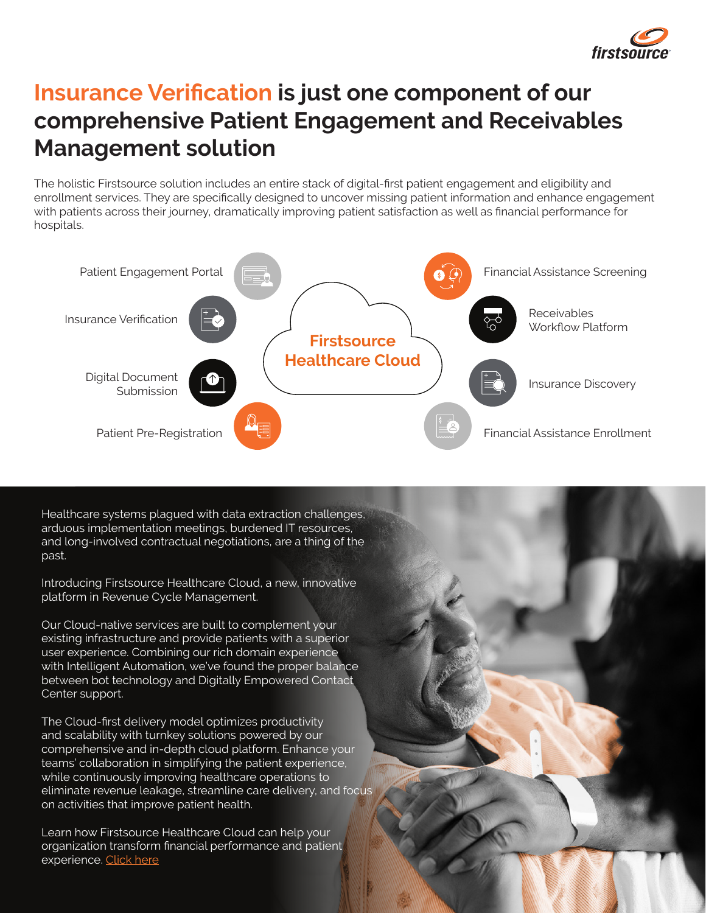# Insurance Verification is just one component of our comprehensive Patient Engagement and Receivables Management solution

The holistic Firstsource solution includes an entire stack of digital-first patient engagement and eligibility and enrollment services. They are specifically designed to uncover missing patient information and enhance engagement with patients across their journey, dramatically improving patient satisfaction as well as financial performance for hospitals.

Firstsource Healthcare Cloud

Patient Engagement Portal

Insurance Verification

Digital Document Submission

Patient Pre-Registration

Financial Assistance Screening

Receivables Workflow Platform

Insurance Discovery

Financial Assistance Enrollment

Healthcare systems plagued with data extraction challenges, arduous implementation meetings, burdened IT resources, and long-involved contractual negotiations, are a thing of the past.

Introducing Firstsource Healthcare Cloud, a new, innovative platform in Revenue Cycle Management.

Our Cloud-native services are built to complement your existing infrastructure and provide patients with a superior user experience. Combining our rich domain experience with Intelligent Automation, we've found the proper balance between bot technology and Digitally Empowered Contact Center support.

The Cloud-first delivery model optimizes productivity and scalability with turnkey solutions powered by our comprehensive and in-depth cloud platform. Enhance your teams' collaboration in simplifying the patient experience, while continuously improving healthcare operations to eliminate revenue leakage, streamline care delivery, and focus on activities that improve patient health.

Learn how Firstsource Healthcare Cloud can help your organization transform financial performance and patient experience. Click here